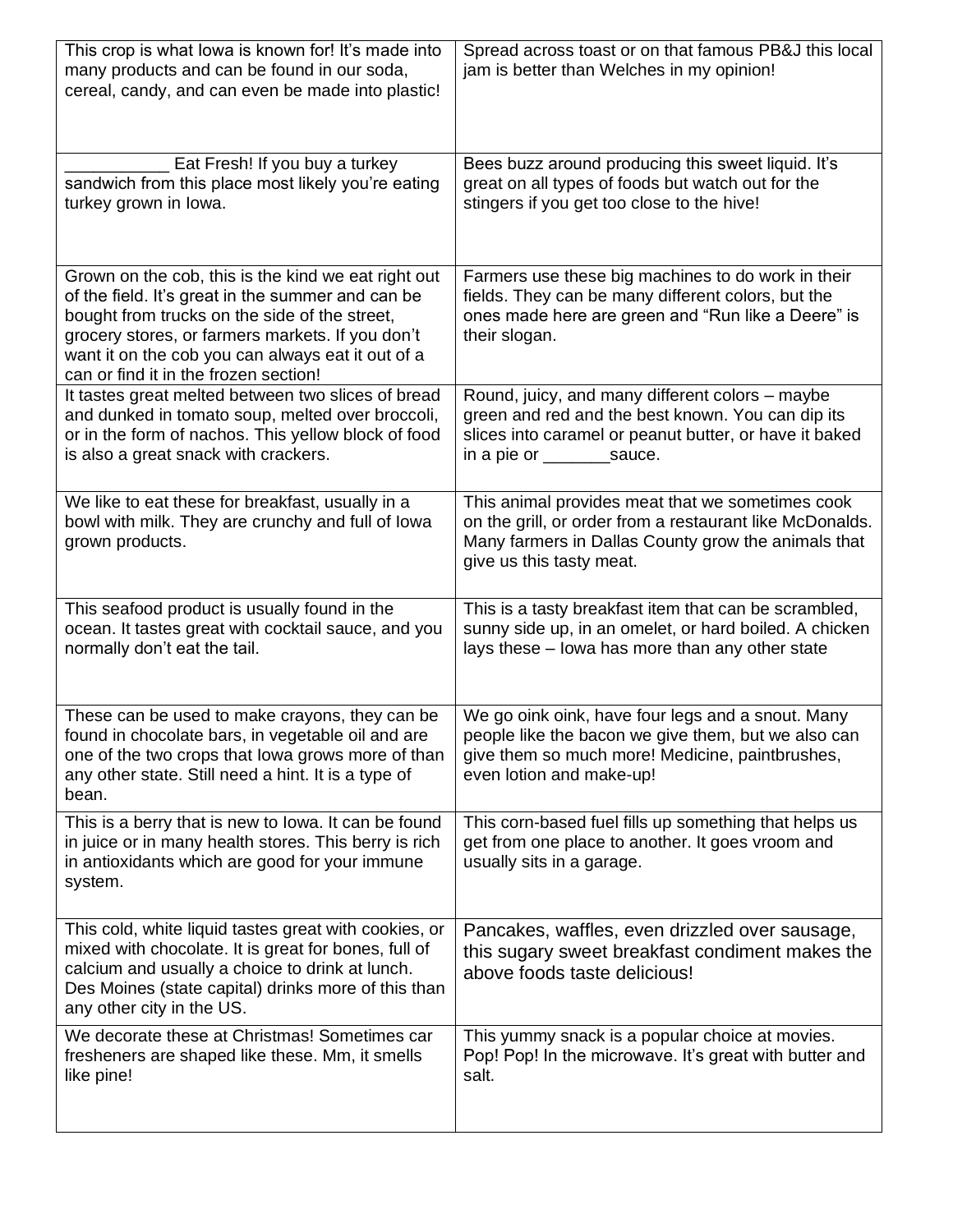| This crop is what Iowa is known for! It's made into many products and can be found in our soda, cereal, candy, and can even be made into plastic! | Spread across toast or on that famous PB&J this local jam is better than Welches in my opinion! |
|---|---|
| ___________ Eat Fresh! If you buy a turkey sandwich from this place most likely you're eating turkey grown in Iowa. | Bees buzz around producing this sweet liquid. It's great on all types of foods but watch out for the stingers if you get too close to the hive! |
| Grown on the cob, this is the kind we eat right out of the field. It's great in the summer and can be bought from trucks on the side of the street, grocery stores, or farmers markets. If you don't want it on the cob you can always eat it out of a can or find it in the frozen section! | Farmers use these big machines to do work in their fields. They can be many different colors, but the ones made here are green and "Run like a Deere" is their slogan. |
| It tastes great melted between two slices of bread and dunked in tomato soup, melted over broccoli, or in the form of nachos. This yellow block of food is also a great snack with crackers. | Round, juicy, and many different colors – maybe green and red and the best known. You can dip its slices into caramel or peanut butter, or have it baked in a pie or _______sauce. |
| We like to eat these for breakfast, usually in a bowl with milk. They are crunchy and full of Iowa grown products. | This animal provides meat that we sometimes cook on the grill, or order from a restaurant like McDonalds. Many farmers in Dallas County grow the animals that give us this tasty meat. |
| This seafood product is usually found in the ocean. It tastes great with cocktail sauce, and you normally don't eat the tail. | This is a tasty breakfast item that can be scrambled, sunny side up, in an omelet, or hard boiled. A chicken lays these – Iowa has more than any other state |
| These can be used to make crayons, they can be found in chocolate bars, in vegetable oil and are one of the two crops that Iowa grows more of than any other state. Still need a hint. It is a type of bean. | We go oink oink, have four legs and a snout. Many people like the bacon we give them, but we also can give them so much more! Medicine, paintbrushes, even lotion and make-up! |
| This is a berry that is new to Iowa. It can be found in juice or in many health stores. This berry is rich in antioxidants which are good for your immune system. | This corn-based fuel fills up something that helps us get from one place to another. It goes vroom and usually sits in a garage. |
| This cold, white liquid tastes great with cookies, or mixed with chocolate. It is great for bones, full of calcium and usually a choice to drink at lunch. Des Moines (state capital) drinks more of this than any other city in the US. | Pancakes, waffles, even drizzled over sausage, this sugary sweet breakfast condiment makes the above foods taste delicious! |
| We decorate these at Christmas! Sometimes car fresheners are shaped like these. Mm, it smells like pine! | This yummy snack is a popular choice at movies. Pop! Pop! In the microwave. It's great with butter and salt. |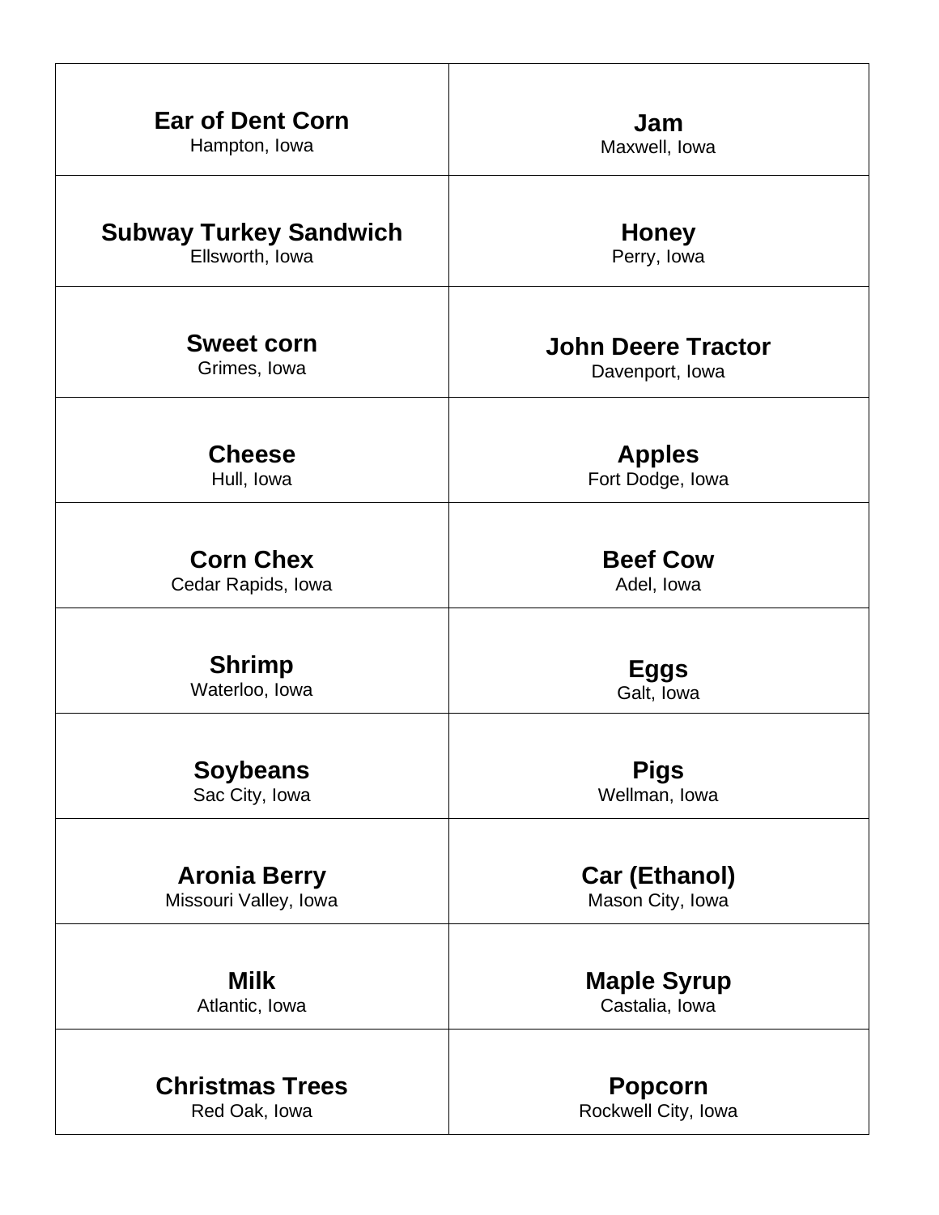| | |
|---|---|
| **Ear of Dent Corn**<br>Hampton, Iowa | **Jam**<br>Maxwell, Iowa |
| **Subway Turkey Sandwich**<br>Ellsworth, Iowa | **Honey**<br>Perry, Iowa |
| **Sweet corn**<br>Grimes, Iowa | **John Deere Tractor**<br>Davenport, Iowa |
| **Cheese**<br>Hull, Iowa | **Apples**<br>Fort Dodge, Iowa |
| **Corn Chex**<br>Cedar Rapids, Iowa | **Beef Cow**<br>Adel, Iowa |
| **Shrimp**<br>Waterloo, Iowa | **Eggs**<br>Galt, Iowa |
| **Soybeans**<br>Sac City, Iowa | **Pigs**<br>Wellman, Iowa |
| **Aronia Berry**<br>Missouri Valley, Iowa | **Car (Ethanol)**<br>Mason City, Iowa |
| **Milk**<br>Atlantic, Iowa | **Maple Syrup**<br>Castalia, Iowa |
| **Christmas Trees**<br>Red Oak, Iowa | **Popcorn**<br>Rockwell City, Iowa |